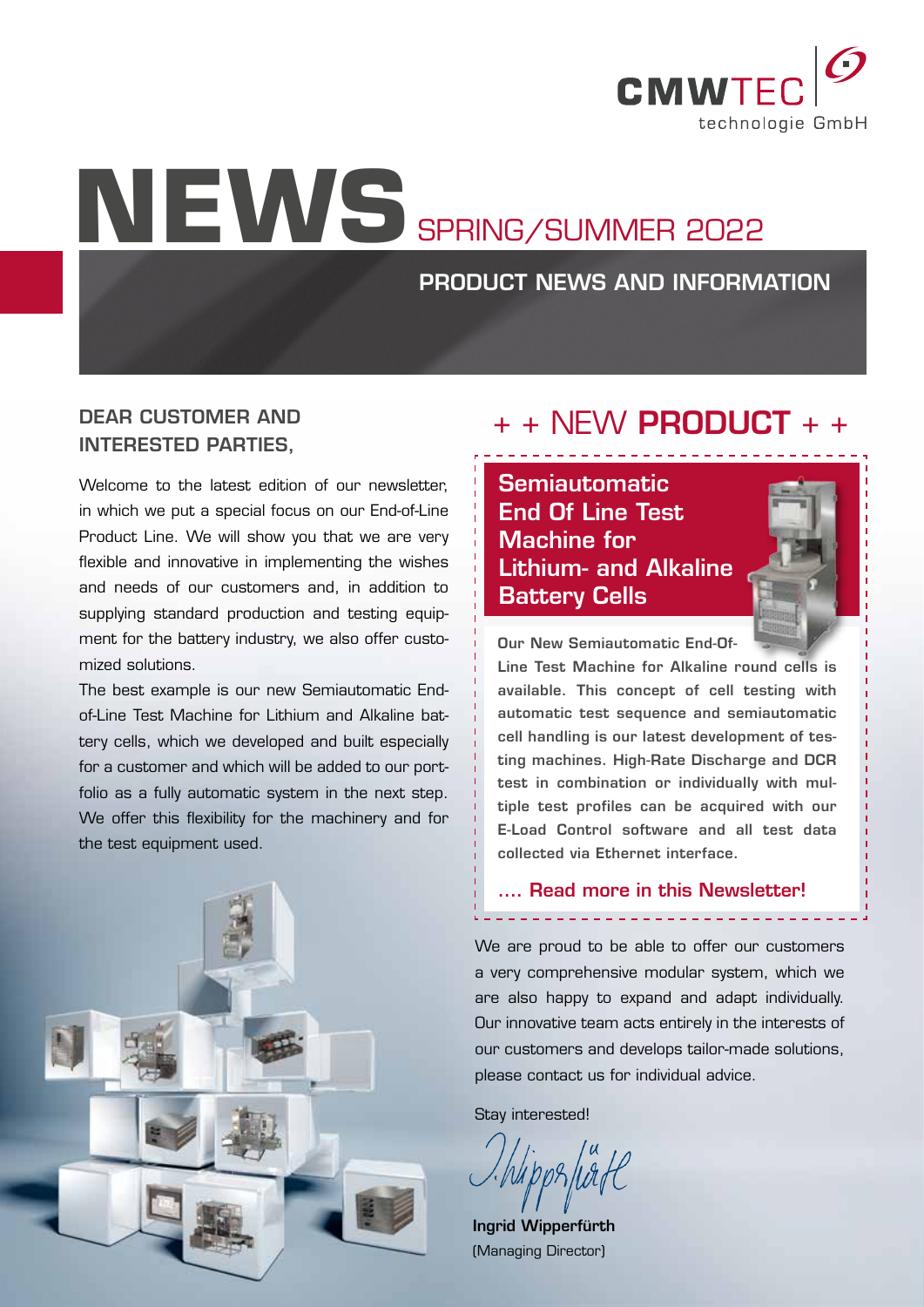CMWTEC technologie GmbH

# NEWS SPRING/SUMMER 2022

## PRODUCT NEWS AND INFORMATION

### DEAR CUSTOMER AND INTERESTED PARTIES,

Welcome to the latest edition of our newsletter, in which we put a special focus on our End-of-Line Product Line. We will show you that we are very flexible and innovative in implementing the wishes and needs of our customers and, in addition to supplying standard production and testing equipment for the battery industry, we also offer customized solutions.

The best example is our new Semiautomatic End-of-Line Test Machine for Lithium and Alkaline battery cells, which we developed and built especially for a customer and which will be added to our portfolio as a fully automatic system in the next step. We offer this flexibility for the machinery and for the test equipment used.

## + + NEW **PRODUCT** + +

### Semiautomatic End Of Line Test Machine for Lithium- and Alkaline Battery Cells

**Our New Semiautomatic End-Of-Line Test Machine for Alkaline round cells is available. This concept of cell testing with automatic test sequence and semiautomatic cell handling is our latest development of testing machines. High-Rate Discharge and DCR test in combination or individually with multiple test profiles can be acquired with our E-Load Control software and all test data collected via Ethernet interface.**

**.... Read more in this Newsletter!**

We are proud to be able to offer our customers a very comprehensive modular system, which we are also happy to expand and adapt individually. Our innovative team acts entirely in the interests of our customers and develops tailor-made solutions, please contact us for individual advice.

Stay interested!

**Ingrid Wipperfürth**
(Managing Director)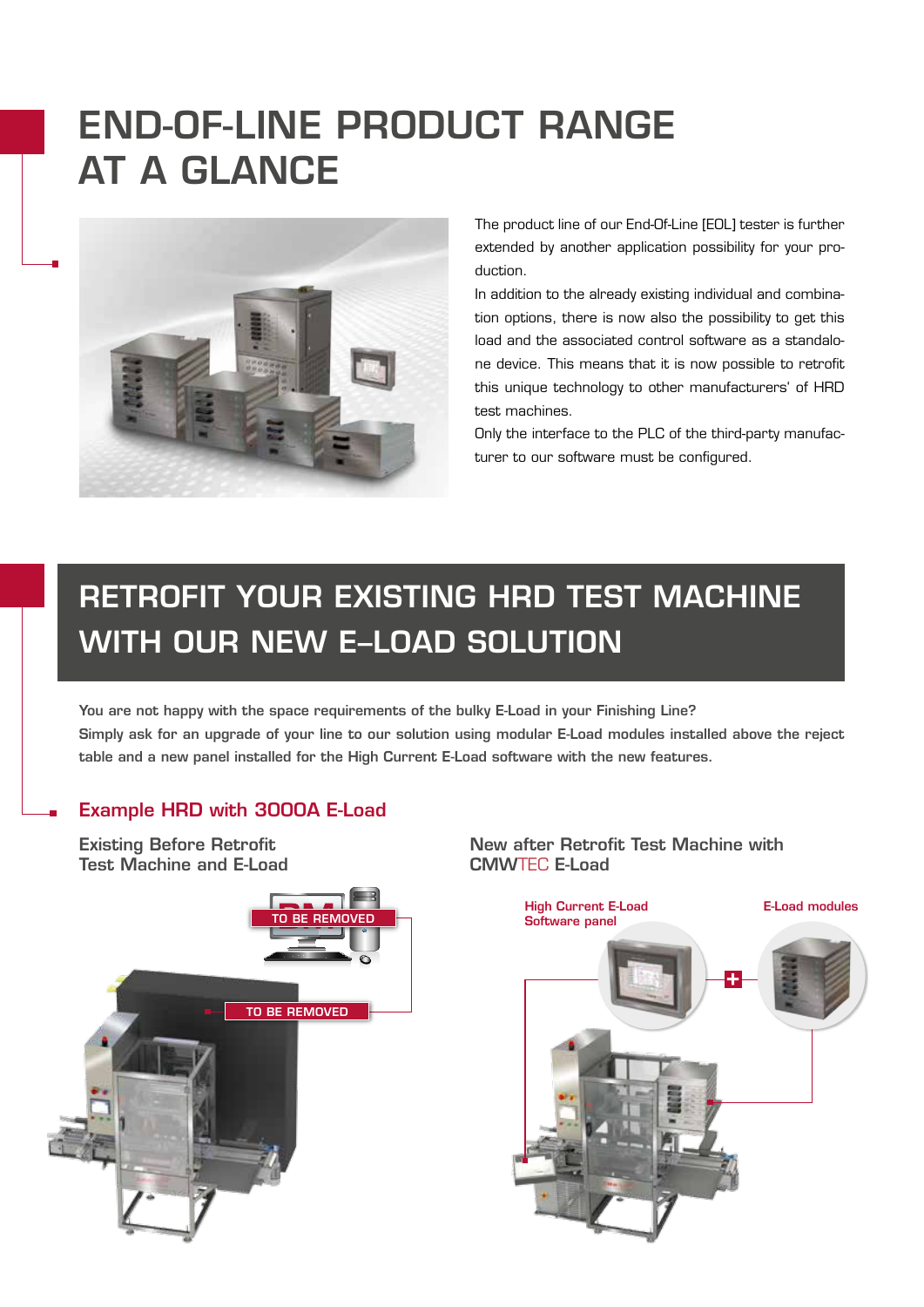# END-OF-LINE PRODUCT RANGE AT A GLANCE

The product line of our End-Of-Line [EOL] tester is further extended by another application possibility for your production.

In addition to the already existing individual and combination options, there is now also the possibility to get this load and the associated control software as a standalone device. This means that it is now possible to retrofit this unique technology to other manufacturers' of HRD test machines.

Only the interface to the PLC of the third-party manufacturer to our software must be configured.

# RETROFIT YOUR EXISTING HRD TEST MACHINE WITH OUR NEW E–LOAD SOLUTION

**You are not happy with the space requirements of the bulky E-Load in your Finishing Line?**

**Simply ask for an upgrade of your line to our solution using modular E-Load modules installed above the reject table and a new panel installed for the High Current E-Load software with the new features.**

## Example HRD with 3000A E-Load

### Existing Before Retrofit Test Machine and E-Load

TO BE REMOVED

TO BE REMOVED

### New after Retrofit Test Machine with CMWTEC E-Load

High Current E-Load Software panel

E-Load modules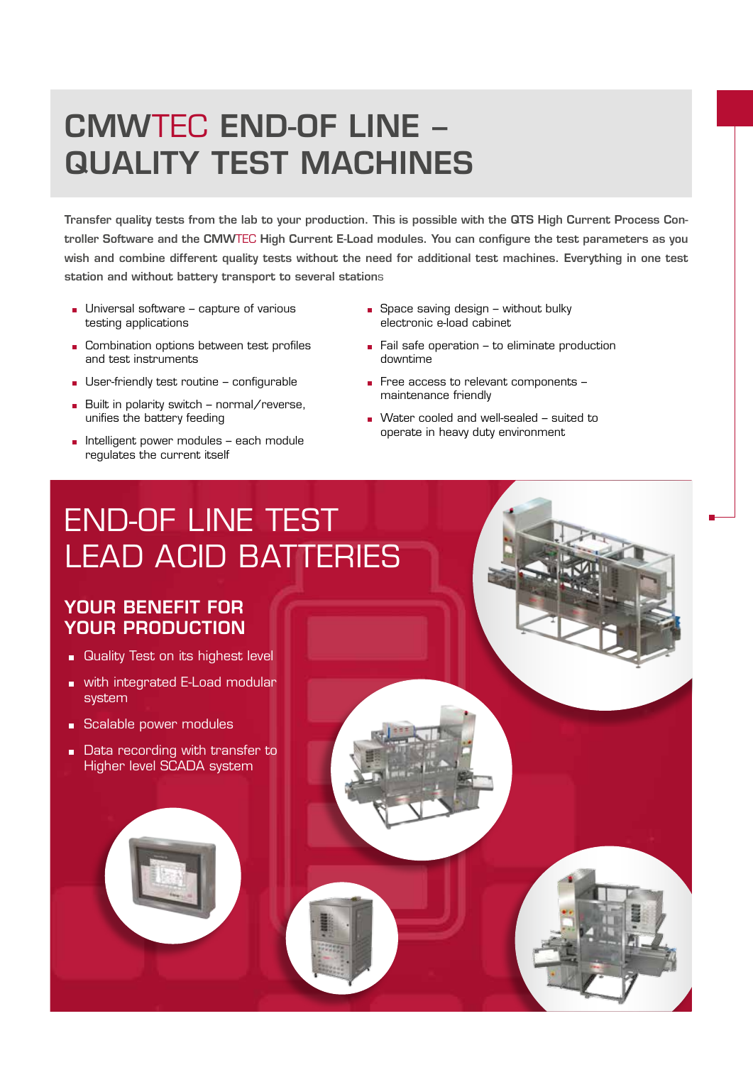# CMWTEC END-OF LINE – QUALITY TEST MACHINES

**Transfer quality tests from the lab to your production. This is possible with the QTS High Current Process Controller Software and the CMWTEC High Current E-Load modules. You can configure the test parameters as you wish and combine different quality tests without the need for additional test machines. Everything in one test station and without battery transport to several stations**

- Universal software – capture of various testing applications
- Combination options between test profiles and test instruments
- User-friendly test routine – configurable
- Built in polarity switch – normal/reverse, unifies the battery feeding
- Intelligent power modules – each module regulates the current itself
- Space saving design – without bulky electronic e-load cabinet
- Fail safe operation – to eliminate production downtime
- Free access to relevant components – maintenance friendly
- Water cooled and well-sealed – suited to operate in heavy duty environment

# END-OF LINE TEST LEAD ACID BATTERIES

## YOUR BENEFIT FOR YOUR PRODUCTION

- Quality Test on its highest level
- with integrated E-Load modular system
- Scalable power modules
- Data recording with transfer to Higher level SCADA system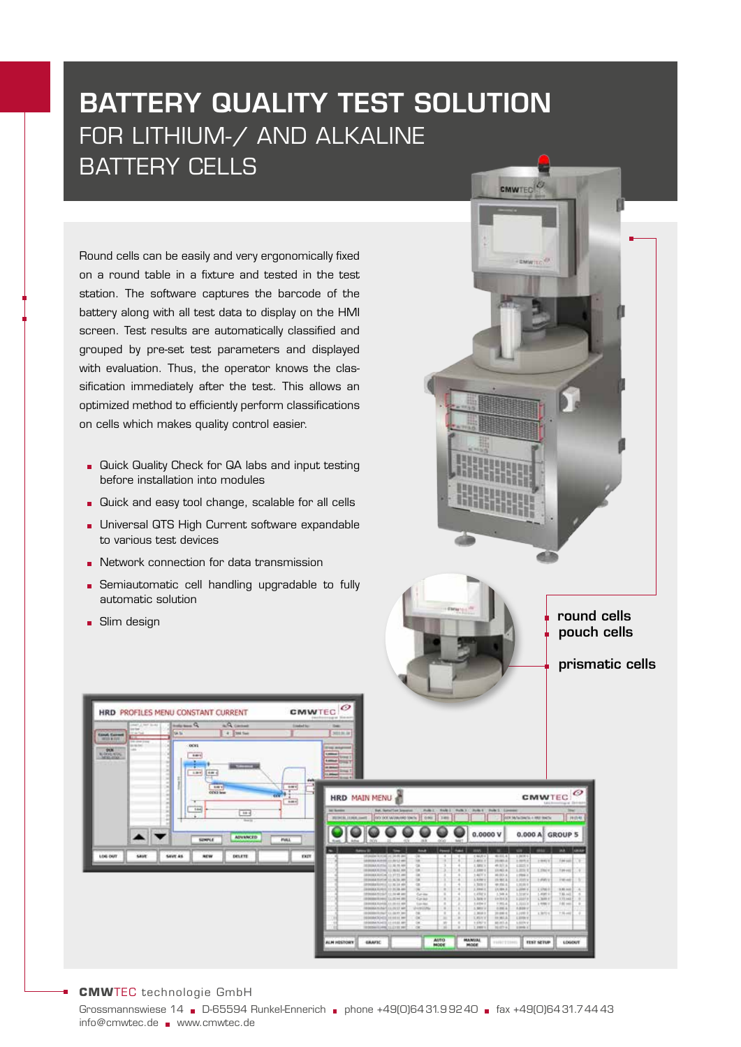# BATTERY QUALITY TEST SOLUTION
## FOR LITHIUM-/ AND ALKALINE BATTERY CELLS

Round cells can be easily and very ergonomically fixed on a round table in a fixture and tested in the test station. The software captures the barcode of the battery along with all test data to display on the HMI screen. Test results are automatically classified and grouped by pre-set test parameters and displayed with evaluation. Thus, the operator knows the classification immediately after the test. This allows an optimized method to efficiently perform classifications on cells which makes quality control easier.

- Quick Quality Check for QA labs and input testing before installation into modules
- Quick and easy tool change, scalable for all cells
- Universal QTS High Current software expandable to various test devices
- Network connection for data transmission
- Semiautomatic cell handling upgradable to fully automatic solution
- Slim design

- round cells
- pouch cells
- prismatic cells

**CMW**TEC technologie GmbH
Grossmannswiese 14 ▪ D-65594 Runkel-Ennerich ▪ phone +49(0)6431.992 40 ▪ fax +49(0)6431.744 43
info@cmwtec.de ▪ www.cmwtec.de